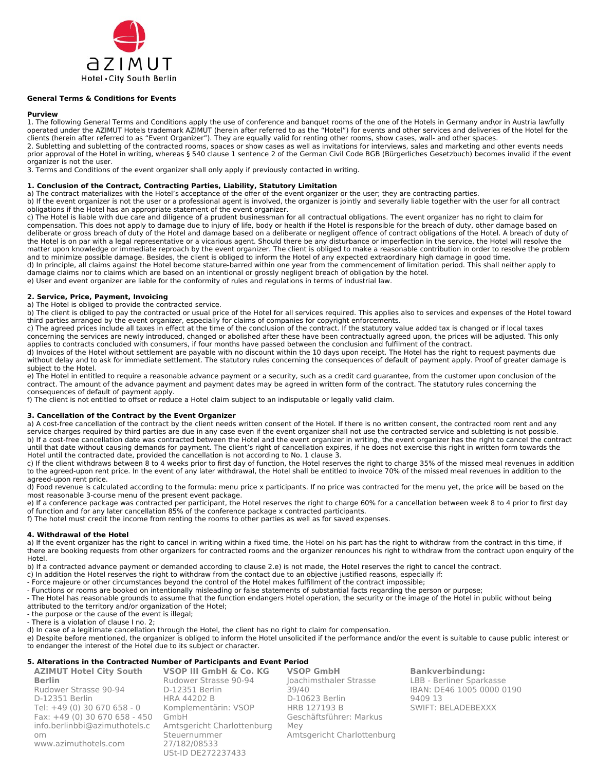azimut
Hotel • City South Berlin

**General Terms & Conditions for Events**

**Purview**

1. The following General Terms and Conditions apply the use of conference and banquet rooms of the one of the Hotels in Germany and\or in Austria lawfully operated under the AZIMUT Hotels trademark AZIMUT (herein after referred to as the "Hotel") for events and other services and deliveries of the Hotel for the clients (herein after referred to as "Event Organizer"). They are equally valid for renting other rooms, show cases, wall- and other spaces.
2. Subletting and subletting of the contracted rooms, spaces or show cases as well as invitations for interviews, sales and marketing and other events needs prior approval of the Hotel in writing, whereas § 540 clause 1 sentence 2 of the German Civil Code BGB (Bürgerliches Gesetzbuch) becomes invalid if the event organizer is not the user.
3. Terms and Conditions of the event organizer shall only apply if previously contacted in writing.

**1. Conclusion of the Contract, Contracting Parties, Liability, Statutory Limitation**

a) The contract materializes with the Hotel's acceptance of the offer of the event organizer or the user; they are contracting parties.
b) If the event organizer is not the user or a professional agent is involved, the organizer is jointly and severally liable together with the user for all contract obligations if the Hotel has an appropriate statement of the event organizer.
c) The Hotel is liable with due care and diligence of a prudent businessman for all contractual obligations. The event organizer has no right to claim for compensation. This does not apply to damage due to injury of life, body or health if the Hotel is responsible for the breach of duty, other damage based on deliberate or gross breach of duty of the Hotel and damage based on a deliberate or negligent offence of contract obligations of the Hotel. A breach of duty of the Hotel is on par with a legal representative or a vicarious agent. Should there be any disturbance or imperfection in the service, the Hotel will resolve the matter upon knowledge or immediate reproach by the event organizer. The client is obliged to make a reasonable contribution in order to resolve the problem and to minimize possible damage. Besides, the client is obliged to inform the Hotel of any expected extraordinary high damage in good time.
d) In principle, all claims against the Hotel become stature-barred within one year from the commencement of limitation period. This shall neither apply to damage claims nor to claims which are based on an intentional or grossly negligent breach of obligation by the hotel.
e) User and event organizer are liable for the conformity of rules and regulations in terms of industrial law.

**2. Service, Price, Payment, Invoicing**

a) The Hotel is obliged to provide the contracted service.
b) The client is obliged to pay the contracted or usual price of the Hotel for all services required. This applies also to services and expenses of the Hotel toward third parties arranged by the event organizer, especially for claims of companies for copyright enforcements.
c) The agreed prices include all taxes in effect at the time of the conclusion of the contract. If the statutory value added tax is changed or if local taxes concerning the services are newly introduced, changed or abolished after these have been contractually agreed upon, the prices will be adjusted. This only applies to contracts concluded with consumers, if four months have passed between the conclusion and fulfilment of the contract.
d) Invoices of the Hotel without settlement are payable with no discount within the 10 days upon receipt. The Hotel has the right to request payments due without delay and to ask for immediate settlement. The statutory rules concerning the consequences of default of payment apply. Proof of greater damage is subject to the Hotel.
e) The Hotel in entitled to require a reasonable advance payment or a security, such as a credit card guarantee, from the customer upon conclusion of the contract. The amount of the advance payment and payment dates may be agreed in written form of the contract. The statutory rules concerning the consequences of default of payment apply.
f) The client is not entitled to offset or reduce a Hotel claim subject to an indisputable or legally valid claim.

**3. Cancellation of the Contract by the Event Organizer**

a) A cost-free cancellation of the contract by the client needs written consent of the Hotel. If there is no written consent, the contracted room rent and any service charges required by third parties are due in any case even if the event organizer shall not use the contracted service and subletting is not possible.
b) If a cost-free cancellation date was contracted between the Hotel and the event organizer in writing, the event organizer has the right to cancel the contract until that date without causing demands for payment. The client's right of cancellation expires, if he does not exercise this right in written form towards the Hotel until the contracted date, provided the cancellation is not according to No. 1 clause 3.
c) If the client withdraws between 8 to 4 weeks prior to first day of function, the Hotel reserves the right to charge 35% of the missed meal revenues in addition to the agreed-upon rent price. In the event of any later withdrawal, the Hotel shall be entitled to invoice 70% of the missed meal revenues in addition to the agreed-upon rent price.
d) Food revenue is calculated according to the formula: menu price x participants. If no price was contracted for the menu yet, the price will be based on the most reasonable 3-course menu of the present event package.
e) If a conference package was contracted per participant, the Hotel reserves the right to charge 60% for a cancellation between week 8 to 4 prior to first day of function and for any later cancellation 85% of the conference package x contracted participants.
f) The hotel must credit the income from renting the rooms to other parties as well as for saved expenses.

**4. Withdrawal of the Hotel**

a) If the event organizer has the right to cancel in writing within a fixed time, the Hotel on his part has the right to withdraw from the contract in this time, if there are booking requests from other organizers for contracted rooms and the organizer renounces his right to withdraw from the contract upon enquiry of the Hotel.
b) If a contracted advance payment or demanded according to clause 2.e) is not made, the Hotel reserves the right to cancel the contract.
c) In addition the Hotel reserves the right to withdraw from the contact due to an objective justified reasons, especially if:
- Force majeure or other circumstances beyond the control of the Hotel makes fulfillment of the contract impossible;
- Functions or rooms are booked on intentionally misleading or false statements of substantial facts regarding the person or purpose;
- The Hotel has reasonable grounds to assume that the function endangers Hotel operation, the security or the image of the Hotel in public without being attributed to the territory and/or organization of the Hotel;
- the purpose or the cause of the event is illegal;
- There is a violation of clause I no. 2;

d) In case of a legitimate cancellation through the Hotel, the client has no right to claim for compensation.
e) Despite before mentioned, the organizer is obliged to inform the Hotel unsolicited if the performance and/or the event is suitable to cause public interest or to endanger the interest of the Hotel due to its subject or character.

**5. Alterations in the Contracted Number of Participants and Event Period**

**AZIMUT Hotel City South Berlin**
Rudower Strasse 90-94
D-12351 Berlin
Tel: +49 (0) 30 670 658 - 0
Fax: +49 (0) 30 670 658 - 450
info.berlinbbi@azimuthotels.com
www.azimuthotels.com

**VSOP III GmbH & Co. KG**
Rudower Strasse 90-94
D-12351 Berlin
HRA 44202 B
Komplementärin: VSOP GmbH
Amtsgericht Charlottenburg
Steuernummer 27/182/08533
USt-ID DE272237433

**VSOP GmbH**
Joachimsthaler Strasse 39/40
D-10623 Berlin
HRB 127193 B
Geschäftsführer: Markus Mey
Amtsgericht Charlottenburg

**Bankverbindung:**
LBB - Berliner Sparkasse
IBAN: DE46 1005 0000 0190 9409 13
SWIFT: BELADEBEXXX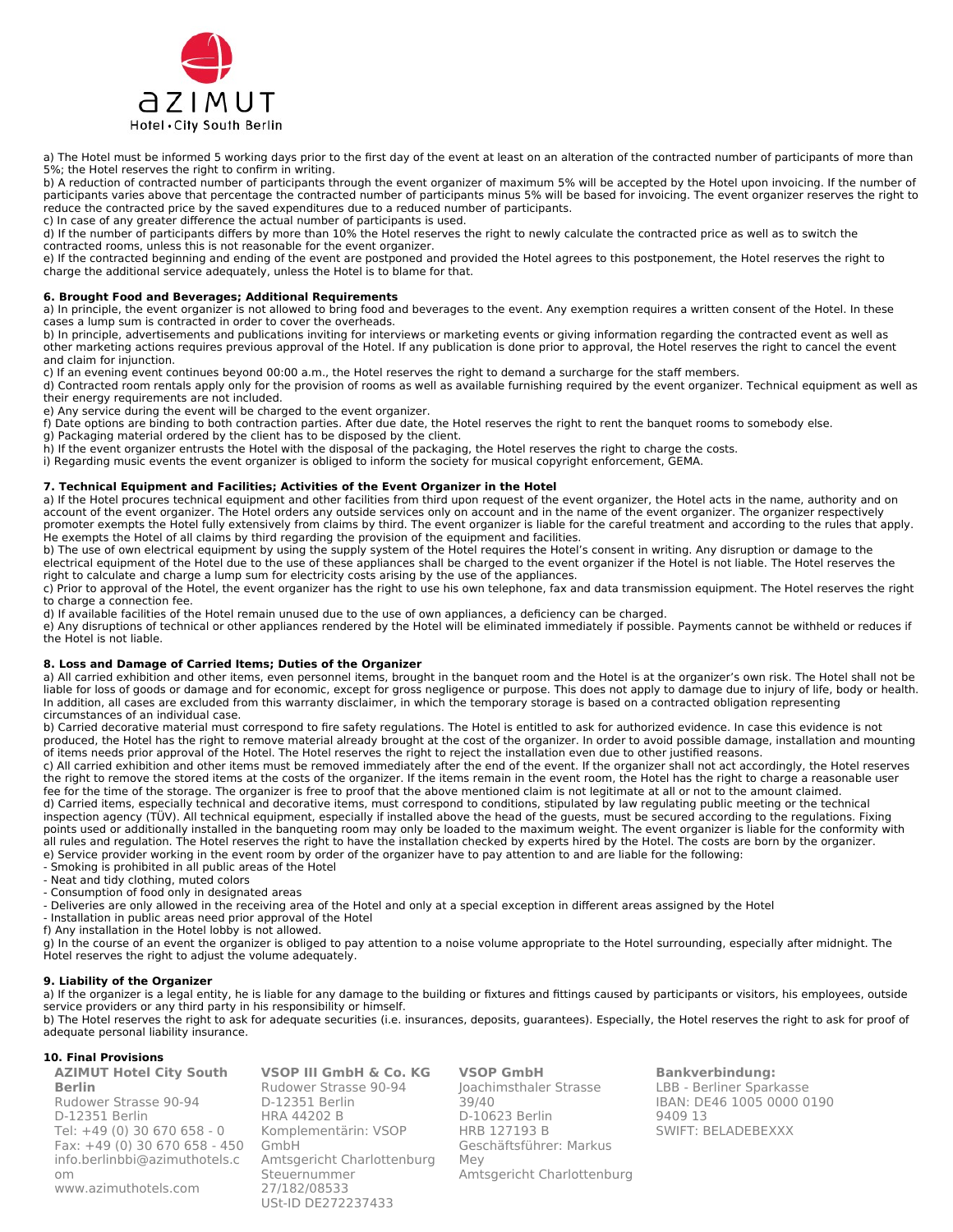a) The Hotel must be informed 5 working days prior to the first day of the event at least on an alteration of the contracted number of participants of more than 5%; the Hotel reserves the right to confirm in writing.
b) A reduction of contracted number of participants through the event organizer of maximum 5% will be accepted by the Hotel upon invoicing. If the number of participants varies above that percentage the contracted number of participants minus 5% will be based for invoicing. The event organizer reserves the right to reduce the contracted price by the saved expenditures due to a reduced number of participants.
c) In case of any greater difference the actual number of participants is used.
d) If the number of participants differs by more than 10% the Hotel reserves the right to newly calculate the contracted price as well as to switch the contracted rooms, unless this is not reasonable for the event organizer.
e) If the contracted beginning and ending of the event are postponed and provided the Hotel agrees to this postponement, the Hotel reserves the right to charge the additional service adequately, unless the Hotel is to blame for that.

**6. Brought Food and Beverages; Additional Requirements**

a) In principle, the event organizer is not allowed to bring food and beverages to the event. Any exemption requires a written consent of the Hotel. In these cases a lump sum is contracted in order to cover the overheads.
b) In principle, advertisements and publications inviting for interviews or marketing events or giving information regarding the contracted event as well as other marketing actions requires previous approval of the Hotel. If any publication is done prior to approval, the Hotel reserves the right to cancel the event and claim for injunction.
c) If an evening event continues beyond 00:00 a.m., the Hotel reserves the right to demand a surcharge for the staff members.
d) Contracted room rentals apply only for the provision of rooms as well as available furnishing required by the event organizer. Technical equipment as well as their energy requirements are not included.
e) Any service during the event will be charged to the event organizer.
f) Date options are binding to both contraction parties. After due date, the Hotel reserves the right to rent the banquet rooms to somebody else.
g) Packaging material ordered by the client has to be disposed by the client.
h) If the event organizer entrusts the Hotel with the disposal of the packaging, the Hotel reserves the right to charge the costs.
i) Regarding music events the event organizer is obliged to inform the society for musical copyright enforcement, GEMA.

**7. Technical Equipment and Facilities; Activities of the Event Organizer in the Hotel**

a) If the Hotel procures technical equipment and other facilities from third upon request of the event organizer, the Hotel acts in the name, authority and on account of the event organizer. The Hotel orders any outside services only on account and in the name of the event organizer. The organizer respectively promoter exempts the Hotel fully extensively from claims by third. The event organizer is liable for the careful treatment and according to the rules that apply. He exempts the Hotel of all claims by third regarding the provision of the equipment and facilities.
b) The use of own electrical equipment by using the supply system of the Hotel requires the Hotel's consent in writing. Any disruption or damage to the electrical equipment of the Hotel due to the use of these appliances shall be charged to the event organizer if the Hotel is not liable. The Hotel reserves the right to calculate and charge a lump sum for electricity costs arising by the use of the appliances.
c) Prior to approval of the Hotel, the event organizer has the right to use his own telephone, fax and data transmission equipment. The Hotel reserves the right to charge a connection fee.
d) If available facilities of the Hotel remain unused due to the use of own appliances, a deficiency can be charged.
e) Any disruptions of technical or other appliances rendered by the Hotel will be eliminated immediately if possible. Payments cannot be withheld or reduces if the Hotel is not liable.

**8. Loss and Damage of Carried Items; Duties of the Organizer**

a) All carried exhibition and other items, even personnel items, brought in the banquet room and the Hotel is at the organizer's own risk. The Hotel shall not be liable for loss of goods or damage and for economic, except for gross negligence or purpose. This does not apply to damage due to injury of life, body or health. In addition, all cases are excluded from this warranty disclaimer, in which the temporary storage is based on a contracted obligation representing circumstances of an individual case.
b) Carried decorative material must correspond to fire safety regulations. The Hotel is entitled to ask for authorized evidence. In case this evidence is not produced, the Hotel has the right to remove material already brought at the cost of the organizer. In order to avoid possible damage, installation and mounting of items needs prior approval of the Hotel. The Hotel reserves the right to reject the installation even due to other justified reasons.
c) All carried exhibition and other items must be removed immediately after the end of the event. If the organizer shall not act accordingly, the Hotel reserves the right to remove the stored items at the costs of the organizer. If the items remain in the event room, the Hotel has the right to charge a reasonable user fee for the time of the storage. The organizer is free to proof that the above mentioned claim is not legitimate at all or not to the amount claimed.
d) Carried items, especially technical and decorative items, must correspond to conditions, stipulated by law regulating public meeting or the technical inspection agency (TÜV). All technical equipment, especially if installed above the head of the guests, must be secured according to the regulations. Fixing points used or additionally installed in the banqueting room may only be loaded to the maximum weight. The event organizer is liable for the conformity with all rules and regulation. The Hotel reserves the right to have the installation checked by experts hired by the Hotel. The costs are born by the organizer.
e) Service provider working in the event room by order of the organizer have to pay attention to and are liable for the following:
- Smoking is prohibited in all public areas of the Hotel
- Neat and tidy clothing, muted colors
- Consumption of food only in designated areas
- Deliveries are only allowed in the receiving area of the Hotel and only at a special exception in different areas assigned by the Hotel
- Installation in public areas need prior approval of the Hotel

f) Any installation in the Hotel lobby is not allowed.
g) In the course of an event the organizer is obliged to pay attention to a noise volume appropriate to the Hotel surrounding, especially after midnight. The Hotel reserves the right to adjust the volume adequately.

**9. Liability of the Organizer**

a) If the organizer is a legal entity, he is liable for any damage to the building or fixtures and fittings caused by participants or visitors, his employees, outside service providers or any third party in his responsibility or himself.
b) The Hotel reserves the right to ask for adequate securities (i.e. insurances, deposits, guarantees). Especially, the Hotel reserves the right to ask for proof of adequate personal liability insurance.

**10. Final Provisions**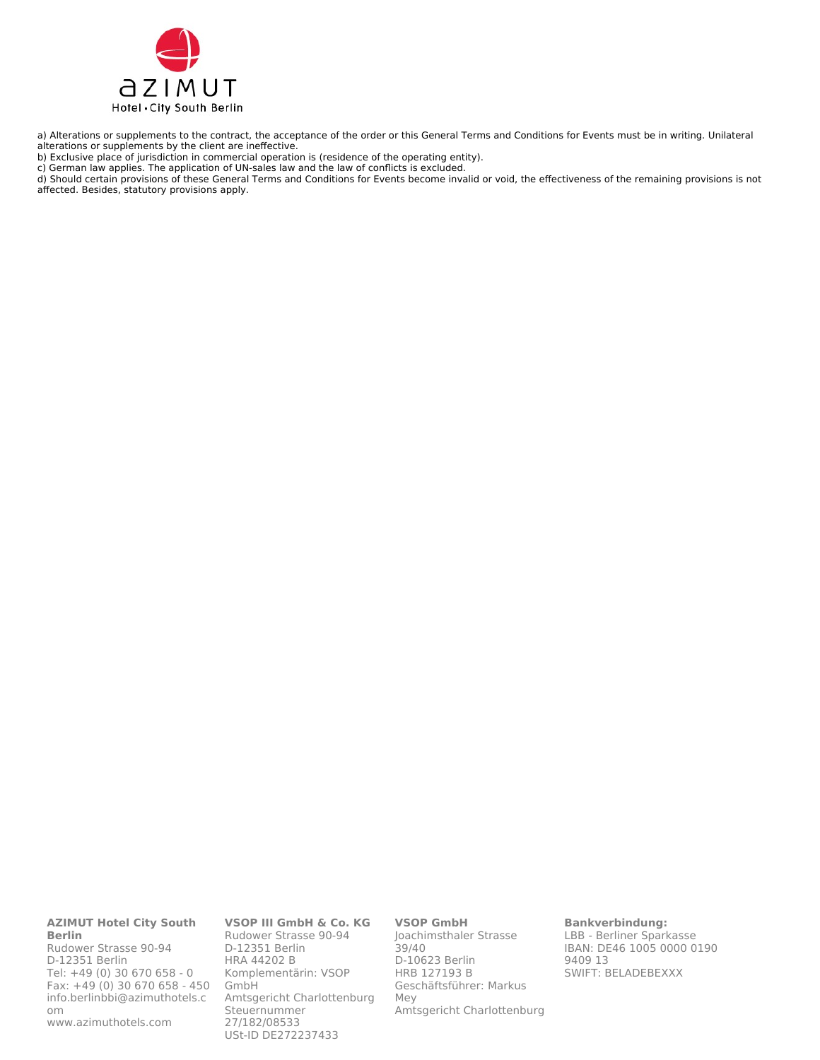a) Alterations or supplements to the contract, the acceptance of the order or this General Terms and Conditions for Events must be in writing. Unilateral alterations or supplements by the client are ineffective.
b) Exclusive place of jurisdiction in commercial operation is (residence of the operating entity).
c) German law applies. The application of UN-sales law and the law of conflicts is excluded.
d) Should certain provisions of these General Terms and Conditions for Events become invalid or void, the effectiveness of the remaining provisions is not affected. Besides, statutory provisions apply.

**AZIMUT Hotel City South Berlin**
Rudower Strasse 90-94
D-12351 Berlin
Tel: +49 (0) 30 670 658 - 0
Fax: +49 (0) 30 670 658 - 450
info.berlinbbi@azimuthotels.com
www.azimuthotels.com

**VSOP III GmbH & Co. KG**
Rudower Strasse 90-94
D-12351 Berlin
HRA 44202 B
Komplementärin: VSOP GmbH
Amtsgericht Charlottenburg
Steuernummer 27/182/08533
USt-ID DE272237433

**VSOP GmbH**
Joachimsthaler Strasse 39/40
D-10623 Berlin
HRB 127193 B
Geschäftsführer: Markus Mey
Amtsgericht Charlottenburg

**Bankverbindung:**
LBB - Berliner Sparkasse
IBAN: DE46 1005 0000 0190 9409 13
SWIFT: BELADEBEXXX